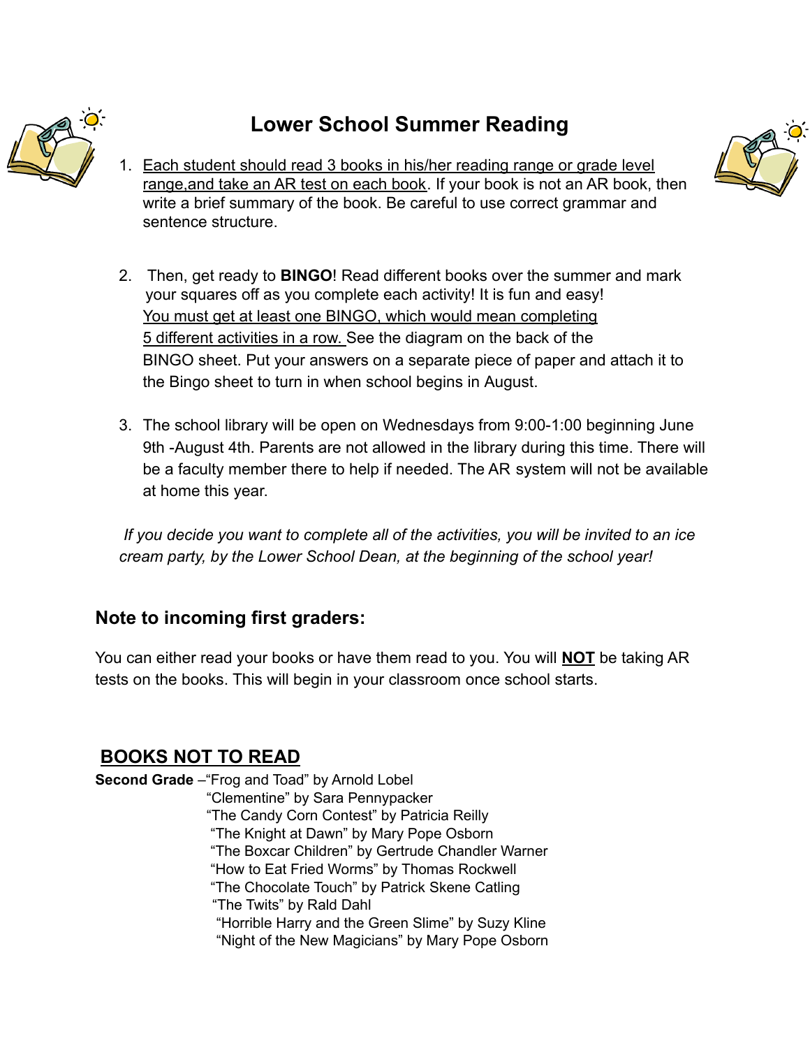# Lower School Summer Reading

1. Each student should read 3 books in his/her reading range or grade level range,and take an AR test on each book. If your book is not an AR book, then write a brief summary of the book. Be careful to use correct grammar and sentence structure.

2. Then, get ready to **BINGO**! Read different books over the summer and mark your squares off as you complete each activity! It is fun and easy! You must get at least one BINGO, which would mean completing 5 different activities in a row. See the diagram on the back of the BINGO sheet. Put your answers on a separate piece of paper and attach it to the Bingo sheet to turn in when school begins in August.

3. The school library will be open on Wednesdays from 9:00-1:00 beginning June 9th -August 4th. Parents are not allowed in the library during this time. There will be a faculty member there to help if needed. The AR system will not be available at home this year.

*If you decide you want to complete all of the activities, you will be invited to an ice cream party, by the Lower School Dean, at the beginning of the school year!*

## Note to incoming first graders:

You can either read your books or have them read to you. You will **NOT** be taking AR tests on the books. This will begin in your classroom once school starts.

## BOOKS NOT TO READ

**Second Grade** –"Frog and Toad" by Arnold Lobel
"Clementine" by Sara Pennypacker
"The Candy Corn Contest" by Patricia Reilly
"The Knight at Dawn" by Mary Pope Osborn
"The Boxcar Children" by Gertrude Chandler Warner
"How to Eat Fried Worms" by Thomas Rockwell
"The Chocolate Touch" by Patrick Skene Catling
"The Twits" by Rald Dahl
"Horrible Harry and the Green Slime" by Suzy Kline
"Night of the New Magicians" by Mary Pope Osborn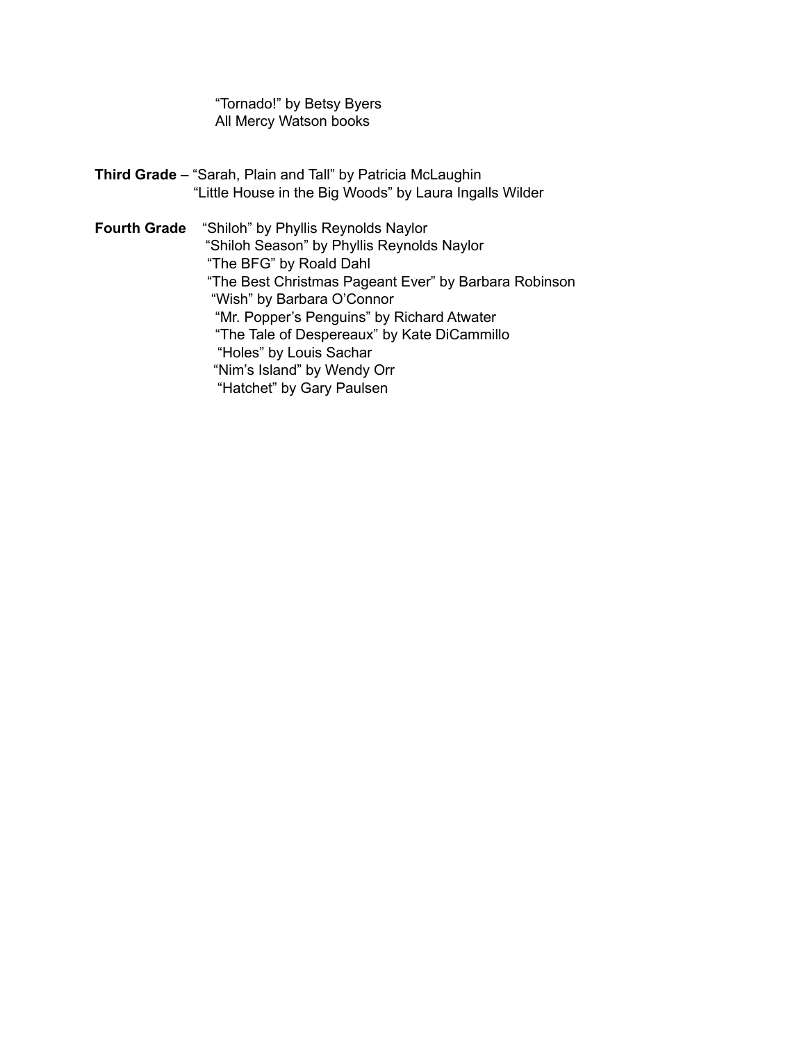"Tornado!" by Betsy Byers
All Mercy Watson books

**Third Grade** – "Sarah, Plain and Tall" by Patricia McLaughin
"Little House in the Big Woods" by Laura Ingalls Wilder

**Fourth Grade** "Shiloh" by Phyllis Reynolds Naylor
"Shiloh Season" by Phyllis Reynolds Naylor
"The BFG" by Roald Dahl
"The Best Christmas Pageant Ever" by Barbara Robinson
"Wish" by Barbara O'Connor
"Mr. Popper's Penguins" by Richard Atwater
"The Tale of Despereaux" by Kate DiCammillo
"Holes" by Louis Sachar
"Nim's Island" by Wendy Orr
"Hatchet" by Gary Paulsen